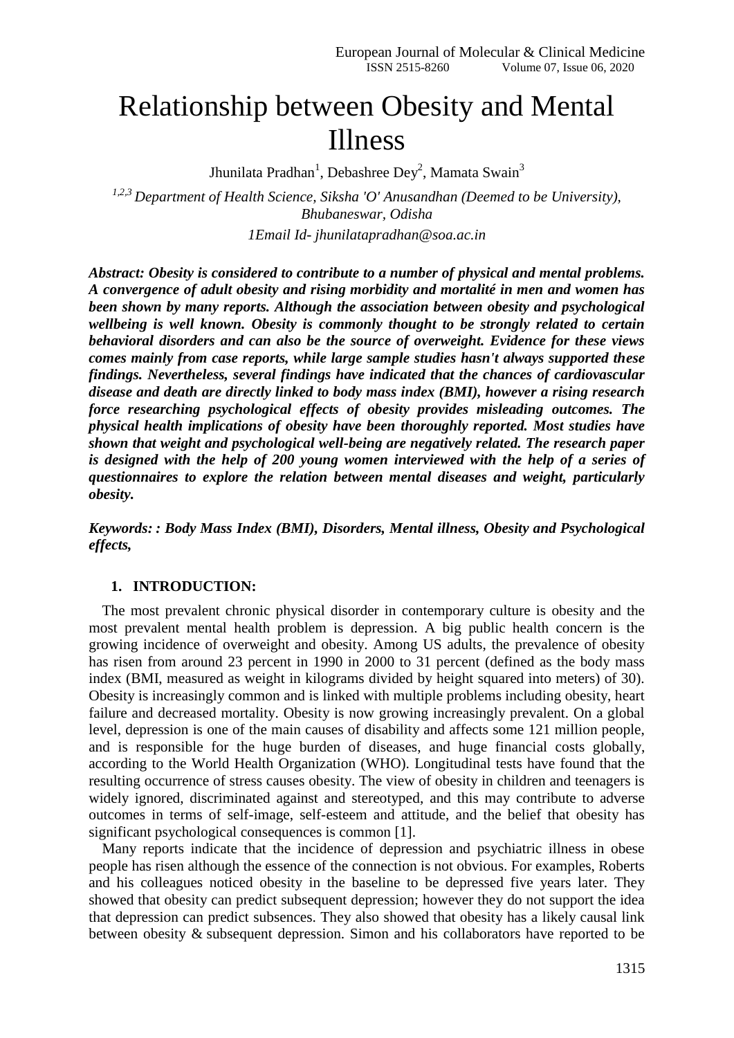# Relationship between Obesity and Mental Illness

Jhunilata Pradhan[1], Debashree Dey[2], Mamata Swain[3]

*[1,2,3] Department of Health Science, Siksha 'O' Anusandhan (Deemed to be University), Bhubaneswar, Odisha*

*1Email Id- jhunilatapradhan@soa.ac.in*

***Abstract: Obesity is considered to contribute to a number of physical and mental problems. A convergence of adult obesity and rising morbidity and mortalité in men and women has been shown by many reports. Although the association between obesity and psychological wellbeing is well known. Obesity is commonly thought to be strongly related to certain behavioral disorders and can also be the source of overweight. Evidence for these views comes mainly from case reports, while large sample studies hasn't always supported these findings. Nevertheless, several findings have indicated that the chances of cardiovascular disease and death are directly linked to body mass index (BMI), however a rising research force researching psychological effects of obesity provides misleading outcomes. The physical health implications of obesity have been thoroughly reported. Most studies have shown that weight and psychological well-being are negatively related. The research paper is designed with the help of 200 young women interviewed with the help of a series of questionnaires to explore the relation between mental diseases and weight, particularly obesity.***

***Keywords: : Body Mass Index (BMI), Disorders, Mental illness, Obesity and Psychological effects,***

## 1. INTRODUCTION:

The most prevalent chronic physical disorder in contemporary culture is obesity and the most prevalent mental health problem is depression. A big public health concern is the growing incidence of overweight and obesity. Among US adults, the prevalence of obesity has risen from around 23 percent in 1990 in 2000 to 31 percent (defined as the body mass index (BMI, measured as weight in kilograms divided by height squared into meters) of 30). Obesity is increasingly common and is linked with multiple problems including obesity, heart failure and decreased mortality. Obesity is now growing increasingly prevalent. On a global level, depression is one of the main causes of disability and affects some 121 million people, and is responsible for the huge burden of diseases, and huge financial costs globally, according to the World Health Organization (WHO). Longitudinal tests have found that the resulting occurrence of stress causes obesity. The view of obesity in children and teenagers is widely ignored, discriminated against and stereotyped, and this may contribute to adverse outcomes in terms of self-image, self-esteem and attitude, and the belief that obesity has significant psychological consequences is common [1].

Many reports indicate that the incidence of depression and psychiatric illness in obese people has risen although the essence of the connection is not obvious. For examples, Roberts and his colleagues noticed obesity in the baseline to be depressed five years later. They showed that obesity can predict subsequent depression; however they do not support the idea that depression can predict subsences. They also showed that obesity has a likely causal link between obesity & subsequent depression. Simon and his collaborators have reported to be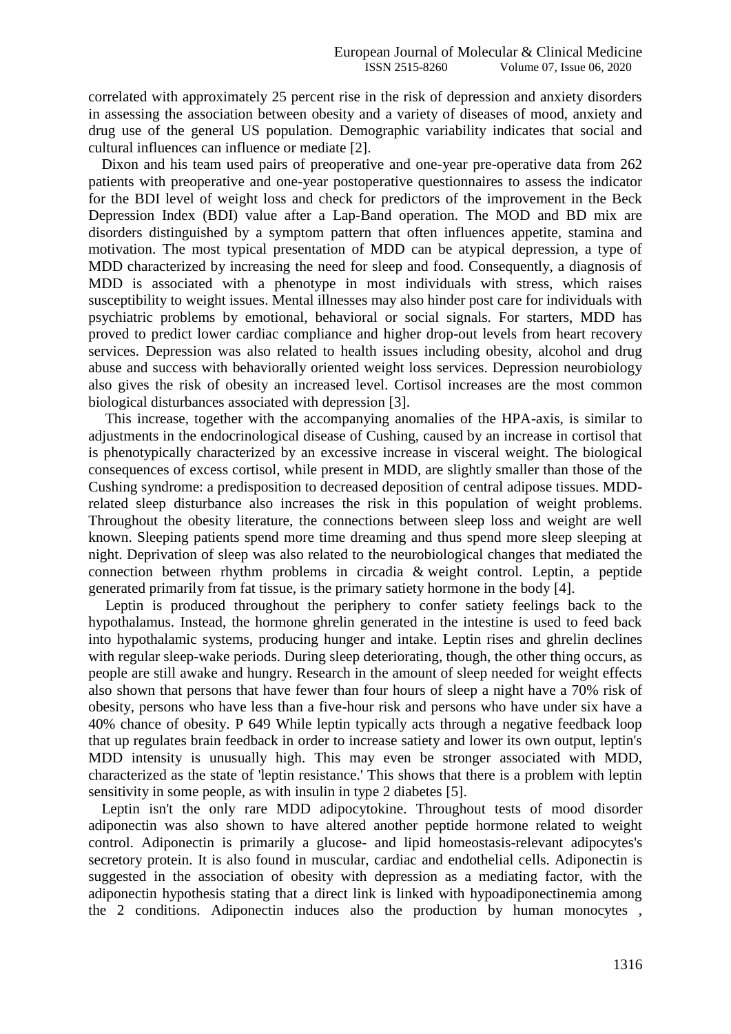correlated with approximately 25 percent rise in the risk of depression and anxiety disorders in assessing the association between obesity and a variety of diseases of mood, anxiety and drug use of the general US population. Demographic variability indicates that social and cultural influences can influence or mediate [2].

Dixon and his team used pairs of preoperative and one-year pre-operative data from 262 patients with preoperative and one-year postoperative questionnaires to assess the indicator for the BDI level of weight loss and check for predictors of the improvement in the Beck Depression Index (BDI) value after a Lap-Band operation. The MOD and BD mix are disorders distinguished by a symptom pattern that often influences appetite, stamina and motivation. The most typical presentation of MDD can be atypical depression, a type of MDD characterized by increasing the need for sleep and food. Consequently, a diagnosis of MDD is associated with a phenotype in most individuals with stress, which raises susceptibility to weight issues. Mental illnesses may also hinder post care for individuals with psychiatric problems by emotional, behavioral or social signals. For starters, MDD has proved to predict lower cardiac compliance and higher drop-out levels from heart recovery services. Depression was also related to health issues including obesity, alcohol and drug abuse and success with behaviorally oriented weight loss services. Depression neurobiology also gives the risk of obesity an increased level. Cortisol increases are the most common biological disturbances associated with depression [3].

This increase, together with the accompanying anomalies of the HPA-axis, is similar to adjustments in the endocrinological disease of Cushing, caused by an increase in cortisol that is phenotypically characterized by an excessive increase in visceral weight. The biological consequences of excess cortisol, while present in MDD, are slightly smaller than those of the Cushing syndrome: a predisposition to decreased deposition of central adipose tissues. MDD-related sleep disturbance also increases the risk in this population of weight problems. Throughout the obesity literature, the connections between sleep loss and weight are well known. Sleeping patients spend more time dreaming and thus spend more sleep sleeping at night. Deprivation of sleep was also related to the neurobiological changes that mediated the connection between rhythm problems in circadia & weight control. Leptin, a peptide generated primarily from fat tissue, is the primary satiety hormone in the body [4].

Leptin is produced throughout the periphery to confer satiety feelings back to the hypothalamus. Instead, the hormone ghrelin generated in the intestine is used to feed back into hypothalamic systems, producing hunger and intake. Leptin rises and ghrelin declines with regular sleep-wake periods. During sleep deteriorating, though, the other thing occurs, as people are still awake and hungry. Research in the amount of sleep needed for weight effects also shown that persons that have fewer than four hours of sleep a night have a 70% risk of obesity, persons who have less than a five-hour risk and persons who have under six have a 40% chance of obesity. P 649 While leptin typically acts through a negative feedback loop that up regulates brain feedback in order to increase satiety and lower its own output, leptin's MDD intensity is unusually high. This may even be stronger associated with MDD, characterized as the state of 'leptin resistance.' This shows that there is a problem with leptin sensitivity in some people, as with insulin in type 2 diabetes [5].

Leptin isn't the only rare MDD adipocytokine. Throughout tests of mood disorder adiponectin was also shown to have altered another peptide hormone related to weight control. Adiponectin is primarily a glucose- and lipid homeostasis-relevant adipocytes's secretory protein. It is also found in muscular, cardiac and endothelial cells. Adiponectin is suggested in the association of obesity with depression as a mediating factor, with the adiponectin hypothesis stating that a direct link is linked with hypoadiponectinemia among the 2 conditions. Adiponectin induces also the production by human monocytes ,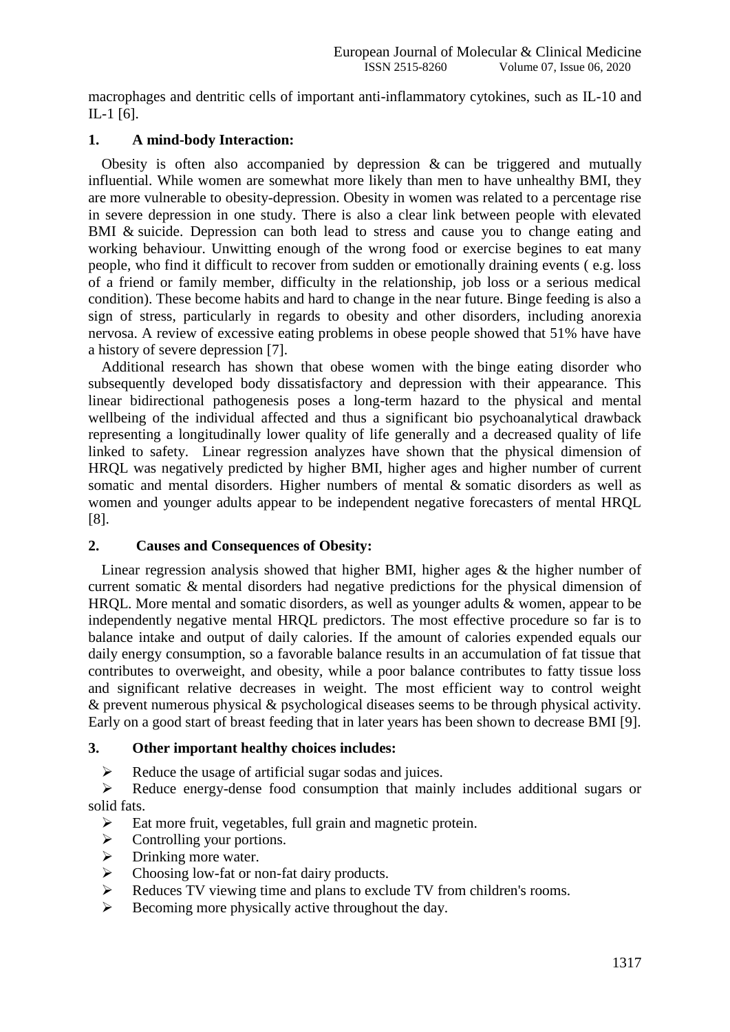macrophages and dentritic cells of important anti-inflammatory cytokines, such as IL-10 and IL-1 [6].

## 1. A mind-body Interaction:

Obesity is often also accompanied by depression & can be triggered and mutually influential. While women are somewhat more likely than men to have unhealthy BMI, they are more vulnerable to obesity-depression. Obesity in women was related to a percentage rise in severe depression in one study. There is also a clear link between people with elevated BMI & suicide. Depression can both lead to stress and cause you to change eating and working behaviour. Unwitting enough of the wrong food or exercise begines to eat many people, who find it difficult to recover from sudden or emotionally draining events ( e.g. loss of a friend or family member, difficulty in the relationship, job loss or a serious medical condition). These become habits and hard to change in the near future. Binge feeding is also a sign of stress, particularly in regards to obesity and other disorders, including anorexia nervosa. A review of excessive eating problems in obese people showed that 51% have have a history of severe depression [7].

Additional research has shown that obese women with the binge eating disorder who subsequently developed body dissatisfactory and depression with their appearance. This linear bidirectional pathogenesis poses a long-term hazard to the physical and mental wellbeing of the individual affected and thus a significant bio psychoanalytical drawback representing a longitudinally lower quality of life generally and a decreased quality of life linked to safety. Linear regression analyzes have shown that the physical dimension of HRQL was negatively predicted by higher BMI, higher ages and higher number of current somatic and mental disorders. Higher numbers of mental & somatic disorders as well as women and younger adults appear to be independent negative forecasters of mental HRQL [8].

## 2. Causes and Consequences of Obesity:

Linear regression analysis showed that higher BMI, higher ages & the higher number of current somatic & mental disorders had negative predictions for the physical dimension of HRQL. More mental and somatic disorders, as well as younger adults & women, appear to be independently negative mental HRQL predictors. The most effective procedure so far is to balance intake and output of daily calories. If the amount of calories expended equals our daily energy consumption, so a favorable balance results in an accumulation of fat tissue that contributes to overweight, and obesity, while a poor balance contributes to fatty tissue loss and significant relative decreases in weight. The most efficient way to control weight & prevent numerous physical & psychological diseases seems to be through physical activity. Early on a good start of breast feeding that in later years has been shown to decrease BMI [9].

## 3. Other important healthy choices includes:

- Reduce the usage of artificial sugar sodas and juices.
- Reduce energy-dense food consumption that mainly includes additional sugars or solid fats.
- Eat more fruit, vegetables, full grain and magnetic protein.
- Controlling your portions.
- Drinking more water.
- Choosing low-fat or non-fat dairy products.
- Reduces TV viewing time and plans to exclude TV from children's rooms.
- Becoming more physically active throughout the day.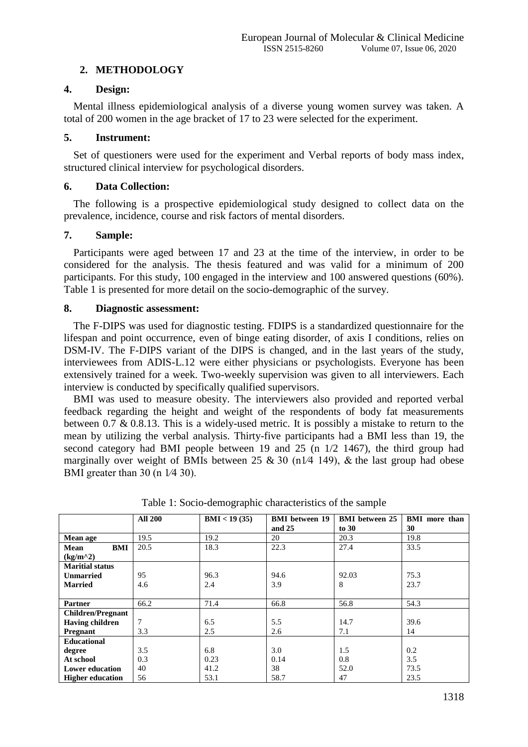## 2. METHODOLOGY

### 4. Design:

Mental illness epidemiological analysis of a diverse young women survey was taken. A total of 200 women in the age bracket of 17 to 23 were selected for the experiment.

### 5. Instrument:

Set of questioners were used for the experiment and Verbal reports of body mass index, structured clinical interview for psychological disorders.

### 6. Data Collection:

The following is a prospective epidemiological study designed to collect data on the prevalence, incidence, course and risk factors of mental disorders.

### 7. Sample:

Participants were aged between 17 and 23 at the time of the interview, in order to be considered for the analysis. The thesis featured and was valid for a minimum of 200 participants. For this study, 100 engaged in the interview and 100 answered questions (60%). Table 1 is presented for more detail on the socio-demographic of the survey.

### 8. Diagnostic assessment:

The F-DIPS was used for diagnostic testing. FDIPS is a standardized questionnaire for the lifespan and point occurrence, even of binge eating disorder, of axis I conditions, relies on DSM-IV. The F-DIPS variant of the DIPS is changed, and in the last years of the study, interviewees from ADIS-L.12 were either physicians or psychologists. Everyone has been extensively trained for a week. Two-weekly supervision was given to all interviewers. Each interview is conducted by specifically qualified supervisors.

BMI was used to measure obesity. The interviewers also provided and reported verbal feedback regarding the height and weight of the respondents of body fat measurements between 0.7 & 0.8.13. This is a widely-used metric. It is possibly a mistake to return to the mean by utilizing the verbal analysis. Thirty-five participants had a BMI less than 19, the second category had BMI people between 19 and 25 (n 1/2 1467), the third group had marginally over weight of BMIs between 25 & 30 (n1⁄4 149), & the last group had obese BMI greater than 30 (n 1⁄4 30).

Table 1: Socio-demographic characteristics of the sample

| | All 200 | BMI < 19 (35) | BMI between 19 and 25 | BMI between 25 to 30 | BMI more than 30 |
|---|---|---|---|---|---|
| **Mean age** | 19.5 | 19.2 | 20 | 20.3 | 19.8 |
| **Mean BMI (kg/m^2)** | 20.5 | 18.3 | 22.3 | 27.4 | 33.5 |
| **Maritial status** | | | | | |
| **Unmarried** | 95 | 96.3 | 94.6 | 92.03 | 75.3 |
| **Married** | 4.6 | 2.4 | 3.9 | 8 | 23.7 |
| **Partner** | 66.2 | 71.4 | 66.8 | 56.8 | 54.3 |
| **Children/Pregnant** | | | | | |
| **Having children** | 7 | 6.5 | 5.5 | 14.7 | 39.6 |
| **Pregnant** | 3.3 | 2.5 | 2.6 | 7.1 | 14 |
| **Educational degree** | 3.5 | 6.8 | 3.0 | 1.5 | 0.2 |
| **At school** | 0.3 | 0.23 | 0.14 | 0.8 | 3.5 |
| **Lower education** | 40 | 41.2 | 38 | 52.0 | 73.5 |
| **Higher education** | 56 | 53.1 | 58.7 | 47 | 23.5 |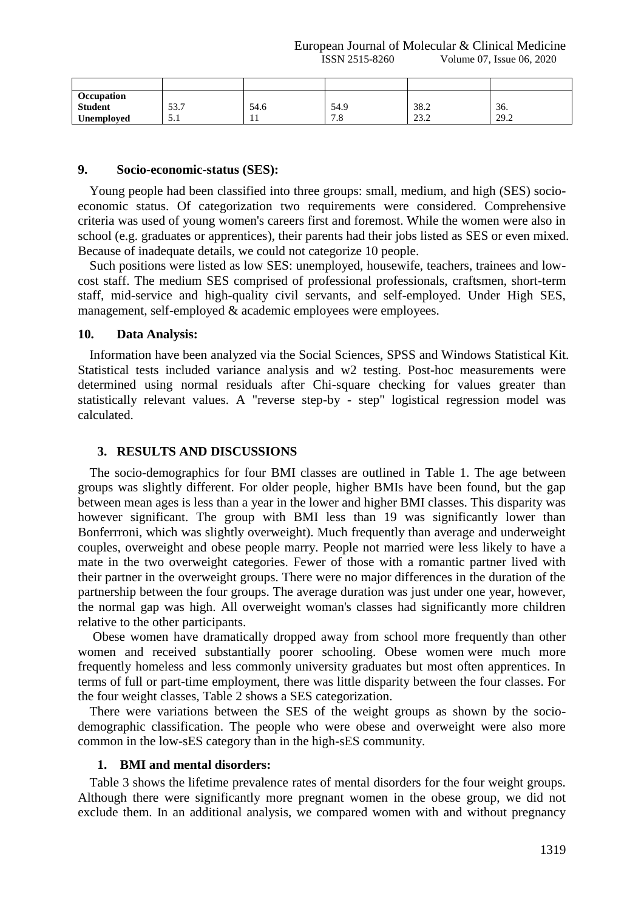| | | | | | |
|---|---|---|---|---|---|
| **Occupation** | | | | | |
| **Student** | 53.7 | 54.6 | 54.9 | 38.2 | 36. |
| **Unemployed** | 5.1 | 11 | 7.8 | 23.2 | 29.2 |

### 9. Socio-economic-status (SES):

Young people had been classified into three groups: small, medium, and high (SES) socio-economic status. Of categorization two requirements were considered. Comprehensive criteria was used of young women's careers first and foremost. While the women were also in school (e.g. graduates or apprentices), their parents had their jobs listed as SES or even mixed. Because of inadequate details, we could not categorize 10 people.

Such positions were listed as low SES: unemployed, housewife, teachers, trainees and low-cost staff. The medium SES comprised of professional professionals, craftsmen, short-term staff, mid-service and high-quality civil servants, and self-employed. Under High SES, management, self-employed & academic employees were employees.

### 10. Data Analysis:

Information have been analyzed via the Social Sciences, SPSS and Windows Statistical Kit. Statistical tests included variance analysis and w2 testing. Post-hoc measurements were determined using normal residuals after Chi-square checking for values greater than statistically relevant values. A "reverse step-by - step" logistical regression model was calculated.

## 3. RESULTS AND DISCUSSIONS

The socio-demographics for four BMI classes are outlined in Table 1. The age between groups was slightly different. For older people, higher BMIs have been found, but the gap between mean ages is less than a year in the lower and higher BMI classes. This disparity was however significant. The group with BMI less than 19 was significantly lower than Bonferrroni, which was slightly overweight). Much frequently than average and underweight couples, overweight and obese people marry. People not married were less likely to have a mate in the two overweight categories. Fewer of those with a romantic partner lived with their partner in the overweight groups. There were no major differences in the duration of the partnership between the four groups. The average duration was just under one year, however, the normal gap was high. All overweight woman's classes had significantly more children relative to the other participants.

Obese women have dramatically dropped away from school more frequently than other women and received substantially poorer schooling. Obese women were much more frequently homeless and less commonly university graduates but most often apprentices. In terms of full or part-time employment, there was little disparity between the four classes. For the four weight classes, Table 2 shows a SES categorization.

There were variations between the SES of the weight groups as shown by the socio-demographic classification. The people who were obese and overweight were also more common in the low-sES category than in the high-sES community.

### 1. BMI and mental disorders:

Table 3 shows the lifetime prevalence rates of mental disorders for the four weight groups. Although there were significantly more pregnant women in the obese group, we did not exclude them. In an additional analysis, we compared women with and without pregnancy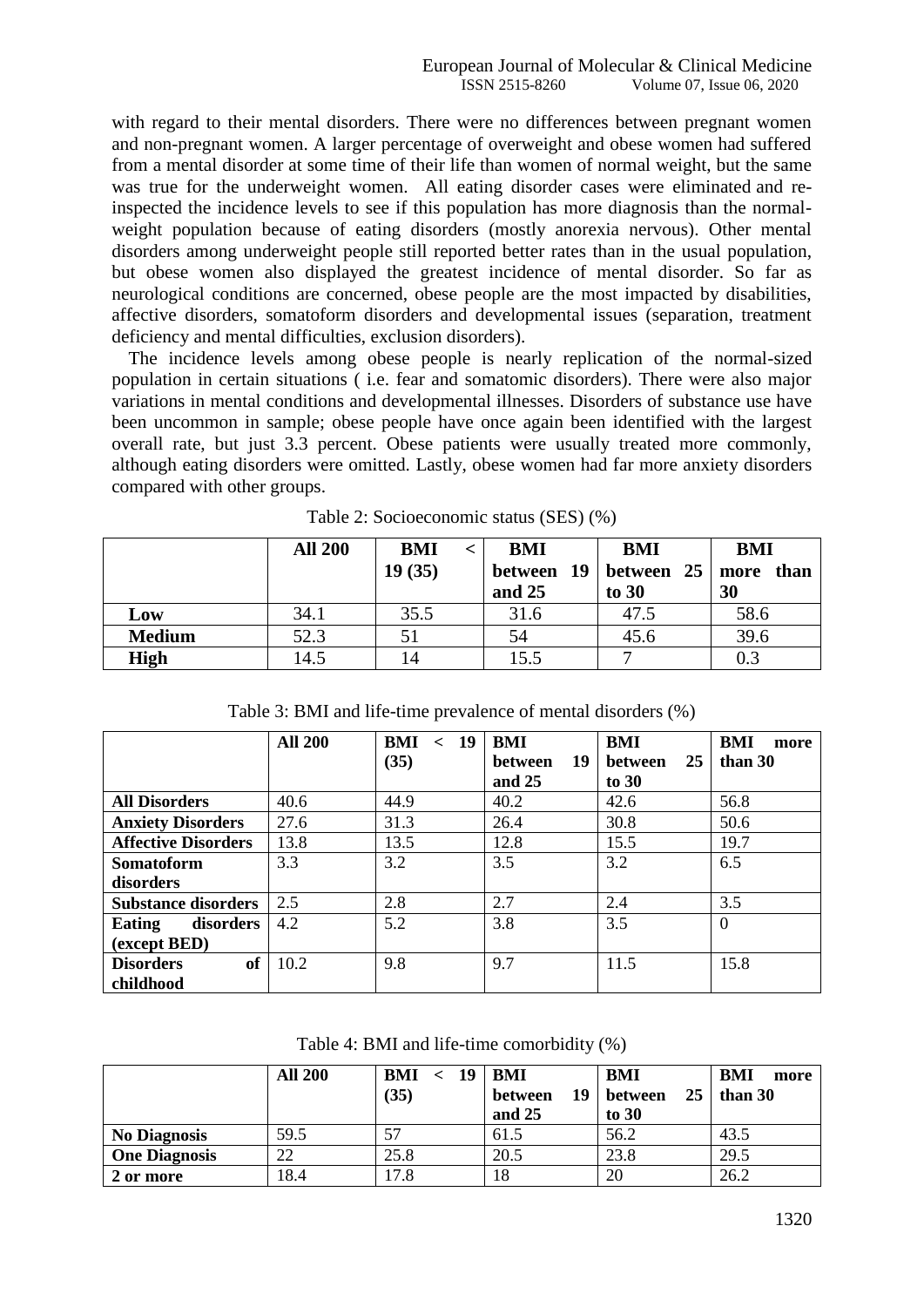with regard to their mental disorders. There were no differences between pregnant women and non-pregnant women. A larger percentage of overweight and obese women had suffered from a mental disorder at some time of their life than women of normal weight, but the same was true for the underweight women. All eating disorder cases were eliminated and re-inspected the incidence levels to see if this population has more diagnosis than the normal-weight population because of eating disorders (mostly anorexia nervous). Other mental disorders among underweight people still reported better rates than in the usual population, but obese women also displayed the greatest incidence of mental disorder. So far as neurological conditions are concerned, obese people are the most impacted by disabilities, affective disorders, somatoform disorders and developmental issues (separation, treatment deficiency and mental difficulties, exclusion disorders).

The incidence levels among obese people is nearly replication of the normal-sized population in certain situations ( i.e. fear and somatomic disorders). There were also major variations in mental conditions and developmental illnesses. Disorders of substance use have been uncommon in sample; obese people have once again been identified with the largest overall rate, but just 3.3 percent. Obese patients were usually treated more commonly, although eating disorders were omitted. Lastly, obese women had far more anxiety disorders compared with other groups.

Table 2: Socioeconomic status (SES) (%)

| | All 200 | BMI < 19 (35) | BMI between 19 and 25 | BMI between 25 to 30 | BMI more than 30 |
|---|---|---|---|---|---|
| **Low** | 34.1 | 35.5 | 31.6 | 47.5 | 58.6 |
| **Medium** | 52.3 | 51 | 54 | 45.6 | 39.6 |
| **High** | 14.5 | 14 | 15.5 | 7 | 0.3 |

Table 3: BMI and life-time prevalence of mental disorders (%)

| | All 200 | BMI < 19 (35) | BMI between 19 and 25 | BMI between 25 to 30 | BMI more than 30 |
|---|---|---|---|---|---|
| **All Disorders** | 40.6 | 44.9 | 40.2 | 42.6 | 56.8 |
| **Anxiety Disorders** | 27.6 | 31.3 | 26.4 | 30.8 | 50.6 |
| **Affective Disorders** | 13.8 | 13.5 | 12.8 | 15.5 | 19.7 |
| **Somatoform disorders** | 3.3 | 3.2 | 3.5 | 3.2 | 6.5 |
| **Substance disorders** | 2.5 | 2.8 | 2.7 | 2.4 | 3.5 |
| **Eating disorders (except BED)** | 4.2 | 5.2 | 3.8 | 3.5 | 0 |
| **Disorders of childhood** | 10.2 | 9.8 | 9.7 | 11.5 | 15.8 |

Table 4: BMI and life-time comorbidity (%)

| | All 200 | BMI < 19 (35) | BMI between 19 and 25 | BMI between 25 to 30 | BMI more than 30 |
|---|---|---|---|---|---|
| **No Diagnosis** | 59.5 | 57 | 61.5 | 56.2 | 43.5 |
| **One Diagnosis** | 22 | 25.8 | 20.5 | 23.8 | 29.5 |
| **2 or more** | 18.4 | 17.8 | 18 | 20 | 26.2 |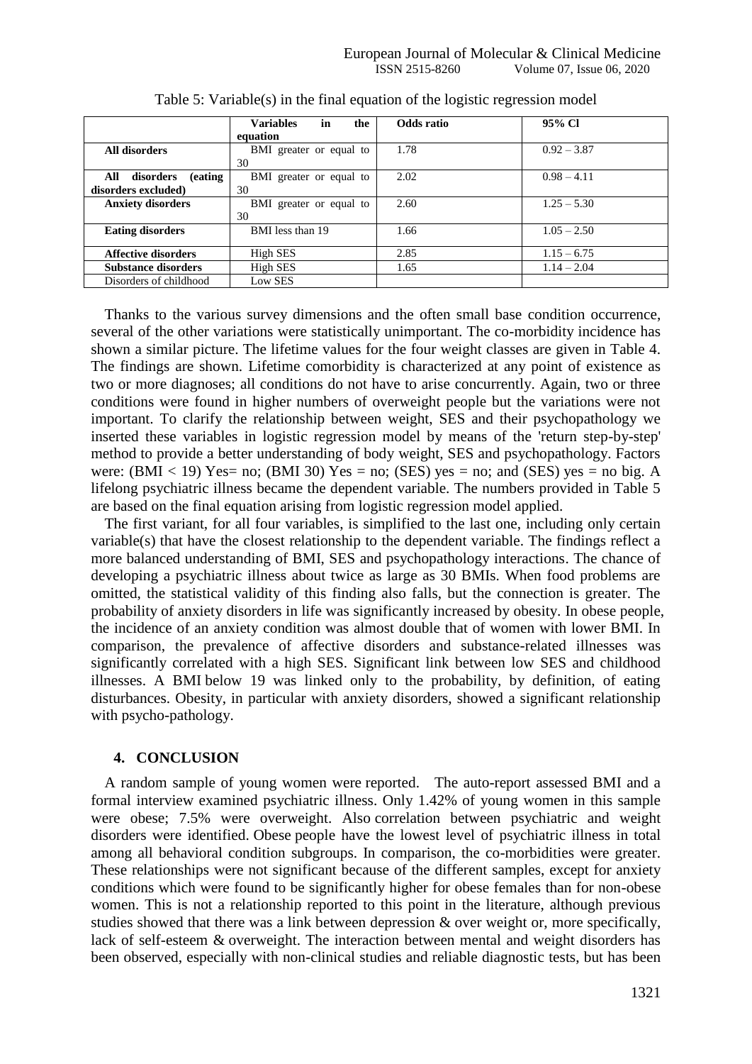Table 5: Variable(s) in the final equation of the logistic regression model

| | Variables in the equation | Odds ratio | 95% Cl |
|---|---|---|---|
| **All disorders** | BMI greater or equal to 30 | 1.78 | 0.92 – 3.87 |
| **All disorders (eating disorders excluded)** | BMI greater or equal to 30 | 2.02 | 0.98 – 4.11 |
| **Anxiety disorders** | BMI greater or equal to 30 | 2.60 | 1.25 – 5.30 |
| **Eating disorders** | BMI less than 19 | 1.66 | 1.05 – 2.50 |
| **Affective disorders** | High SES | 2.85 | 1.15 – 6.75 |
| **Substance disorders** | High SES | 1.65 | 1.14 – 2.04 |
| Disorders of childhood | Low SES | | |

Thanks to the various survey dimensions and the often small base condition occurrence, several of the other variations were statistically unimportant. The co-morbidity incidence has shown a similar picture. The lifetime values for the four weight classes are given in Table 4. The findings are shown. Lifetime comorbidity is characterized at any point of existence as two or more diagnoses; all conditions do not have to arise concurrently. Again, two or three conditions were found in higher numbers of overweight people but the variations were not important. To clarify the relationship between weight, SES and their psychopathology we inserted these variables in logistic regression model by means of the 'return step-by-step' method to provide a better understanding of body weight, SES and psychopathology. Factors were: (BMI < 19) Yes= no; (BMI 30) Yes = no; (SES) yes = no; and (SES) yes = no big. A lifelong psychiatric illness became the dependent variable. The numbers provided in Table 5 are based on the final equation arising from logistic regression model applied.

The first variant, for all four variables, is simplified to the last one, including only certain variable(s) that have the closest relationship to the dependent variable. The findings reflect a more balanced understanding of BMI, SES and psychopathology interactions. The chance of developing a psychiatric illness about twice as large as 30 BMIs. When food problems are omitted, the statistical validity of this finding also falls, but the connection is greater. The probability of anxiety disorders in life was significantly increased by obesity. In obese people, the incidence of an anxiety condition was almost double that of women with lower BMI. In comparison, the prevalence of affective disorders and substance-related illnesses was significantly correlated with a high SES. Significant link between low SES and childhood illnesses. A BMI below 19 was linked only to the probability, by definition, of eating disturbances. Obesity, in particular with anxiety disorders, showed a significant relationship with psycho-pathology.

## 4. CONCLUSION

A random sample of young women were reported. The auto-report assessed BMI and a formal interview examined psychiatric illness. Only 1.42% of young women in this sample were obese; 7.5% were overweight. Also correlation between psychiatric and weight disorders were identified. Obese people have the lowest level of psychiatric illness in total among all behavioral condition subgroups. In comparison, the co-morbidities were greater. These relationships were not significant because of the different samples, except for anxiety conditions which were found to be significantly higher for obese females than for non-obese women. This is not a relationship reported to this point in the literature, although previous studies showed that there was a link between depression & over weight or, more specifically, lack of self-esteem & overweight. The interaction between mental and weight disorders has been observed, especially with non-clinical studies and reliable diagnostic tests, but has been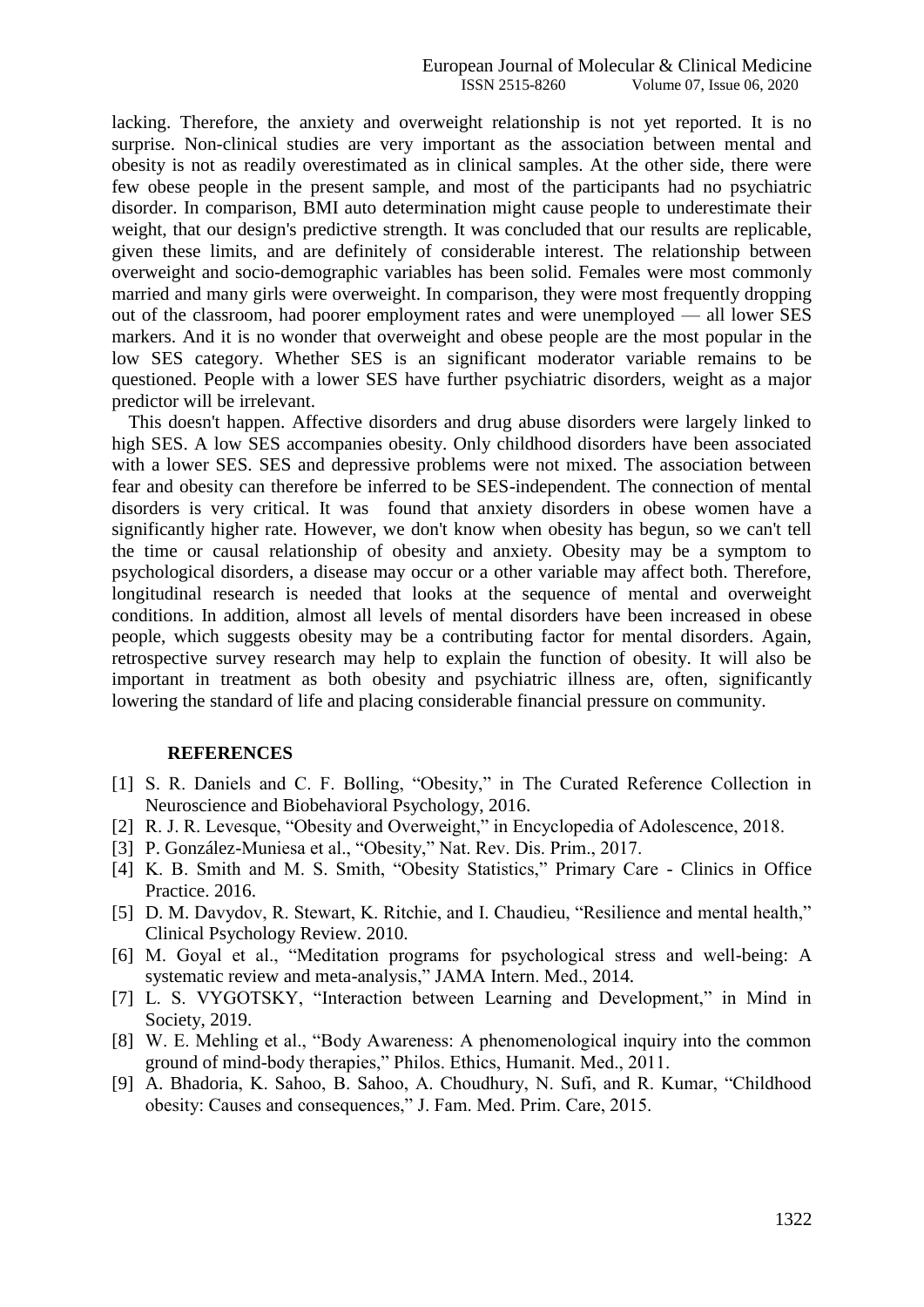lacking. Therefore, the anxiety and overweight relationship is not yet reported. It is no surprise. Non-clinical studies are very important as the association between mental and obesity is not as readily overestimated as in clinical samples. At the other side, there were few obese people in the present sample, and most of the participants had no psychiatric disorder. In comparison, BMI auto determination might cause people to underestimate their weight, that our design's predictive strength. It was concluded that our results are replicable, given these limits, and are definitely of considerable interest. The relationship between overweight and socio-demographic variables has been solid. Females were most commonly married and many girls were overweight. In comparison, they were most frequently dropping out of the classroom, had poorer employment rates and were unemployed — all lower SES markers. And it is no wonder that overweight and obese people are the most popular in the low SES category. Whether SES is an significant moderator variable remains to be questioned. People with a lower SES have further psychiatric disorders, weight as a major predictor will be irrelevant.

This doesn't happen. Affective disorders and drug abuse disorders were largely linked to high SES. A low SES accompanies obesity. Only childhood disorders have been associated with a lower SES. SES and depressive problems were not mixed. The association between fear and obesity can therefore be inferred to be SES-independent. The connection of mental disorders is very critical. It was found that anxiety disorders in obese women have a significantly higher rate. However, we don't know when obesity has begun, so we can't tell the time or causal relationship of obesity and anxiety. Obesity may be a symptom to psychological disorders, a disease may occur or a other variable may affect both. Therefore, longitudinal research is needed that looks at the sequence of mental and overweight conditions. In addition, almost all levels of mental disorders have been increased in obese people, which suggests obesity may be a contributing factor for mental disorders. Again, retrospective survey research may help to explain the function of obesity. It will also be important in treatment as both obesity and psychiatric illness are, often, significantly lowering the standard of life and placing considerable financial pressure on community.

## REFERENCES

[1] S. R. Daniels and C. F. Bolling, "Obesity," in The Curated Reference Collection in Neuroscience and Biobehavioral Psychology, 2016.

[2] R. J. R. Levesque, "Obesity and Overweight," in Encyclopedia of Adolescence, 2018.

[3] P. González-Muniesa et al., "Obesity," Nat. Rev. Dis. Prim., 2017.

[4] K. B. Smith and M. S. Smith, "Obesity Statistics," Primary Care - Clinics in Office Practice. 2016.

[5] D. M. Davydov, R. Stewart, K. Ritchie, and I. Chaudieu, "Resilience and mental health," Clinical Psychology Review. 2010.

[6] M. Goyal et al., "Meditation programs for psychological stress and well-being: A systematic review and meta-analysis," JAMA Intern. Med., 2014.

[7] L. S. VYGOTSKY, "Interaction between Learning and Development," in Mind in Society, 2019.

[8] W. E. Mehling et al., "Body Awareness: A phenomenological inquiry into the common ground of mind-body therapies," Philos. Ethics, Humanit. Med., 2011.

[9] A. Bhadoria, K. Sahoo, B. Sahoo, A. Choudhury, N. Sufi, and R. Kumar, "Childhood obesity: Causes and consequences," J. Fam. Med. Prim. Care, 2015.